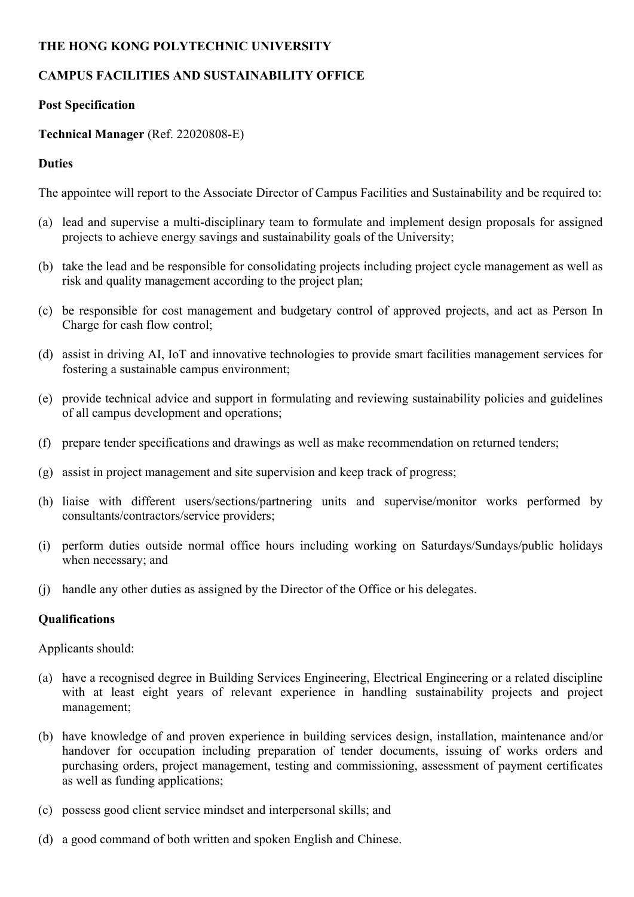**THE HONG KONG POLYTECHNIC UNIVERSITY**

**CAMPUS FACILITIES AND SUSTAINABILITY OFFICE**

**Post Specification**

**Technical Manager** (Ref. 22020808-E)

**Duties**

The appointee will report to the Associate Director of Campus Facilities and Sustainability and be required to:

(a) lead and supervise a multi-disciplinary team to formulate and implement design proposals for assigned projects to achieve energy savings and sustainability goals of the University;

(b) take the lead and be responsible for consolidating projects including project cycle management as well as risk and quality management according to the project plan;

(c) be responsible for cost management and budgetary control of approved projects, and act as Person In Charge for cash flow control;

(d) assist in driving AI, IoT and innovative technologies to provide smart facilities management services for fostering a sustainable campus environment;

(e) provide technical advice and support in formulating and reviewing sustainability policies and guidelines of all campus development and operations;

(f) prepare tender specifications and drawings as well as make recommendation on returned tenders;

(g) assist in project management and site supervision and keep track of progress;

(h) liaise with different users/sections/partnering units and supervise/monitor works performed by consultants/contractors/service providers;

(i) perform duties outside normal office hours including working on Saturdays/Sundays/public holidays when necessary; and

(j) handle any other duties as assigned by the Director of the Office or his delegates.

**Qualifications**

Applicants should:

(a) have a recognised degree in Building Services Engineering, Electrical Engineering or a related discipline with at least eight years of relevant experience in handling sustainability projects and project management;

(b) have knowledge of and proven experience in building services design, installation, maintenance and/or handover for occupation including preparation of tender documents, issuing of works orders and purchasing orders, project management, testing and commissioning, assessment of payment certificates as well as funding applications;

(c) possess good client service mindset and interpersonal skills; and

(d) a good command of both written and spoken English and Chinese.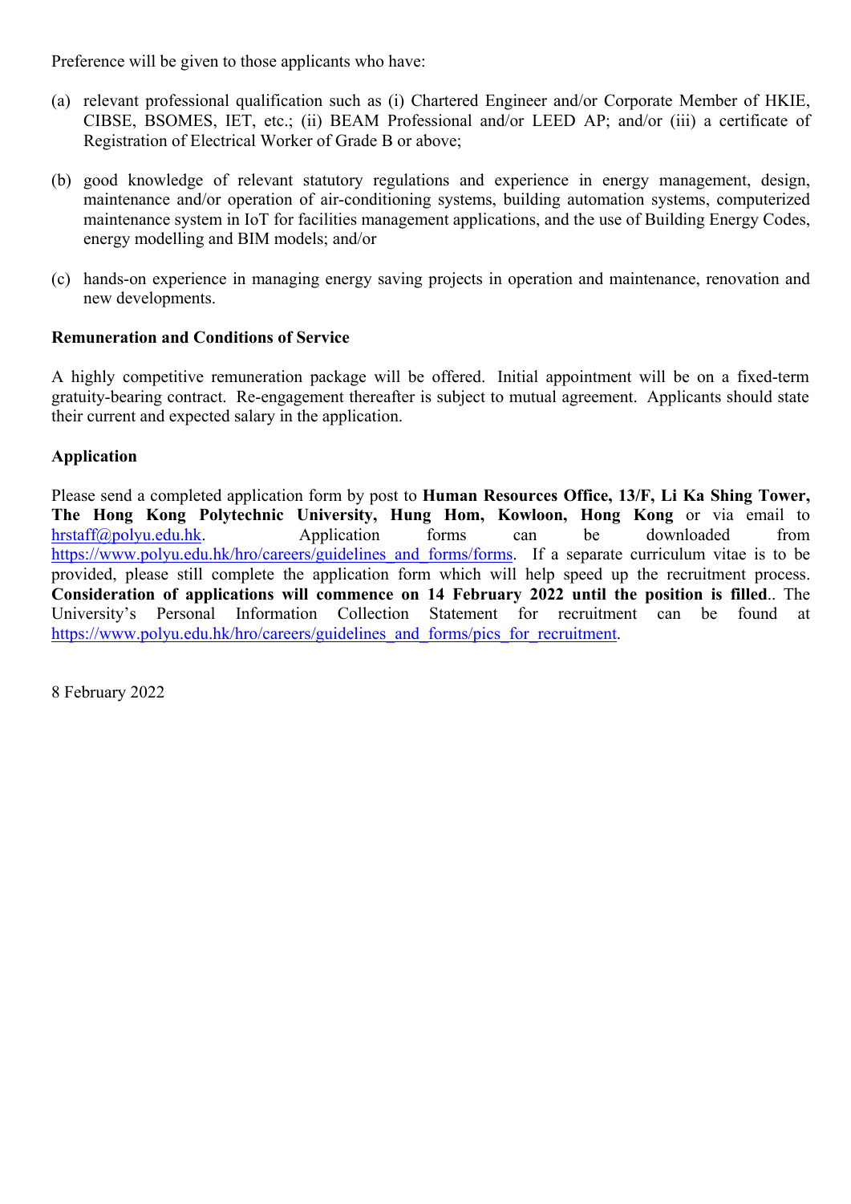Preference will be given to those applicants who have:

(a) relevant professional qualification such as (i) Chartered Engineer and/or Corporate Member of HKIE, CIBSE, BSOMES, IET, etc.; (ii) BEAM Professional and/or LEED AP; and/or (iii) a certificate of Registration of Electrical Worker of Grade B or above;

(b) good knowledge of relevant statutory regulations and experience in energy management, design, maintenance and/or operation of air-conditioning systems, building automation systems, computerized maintenance system in IoT for facilities management applications, and the use of Building Energy Codes, energy modelling and BIM models; and/or

(c) hands-on experience in managing energy saving projects in operation and maintenance, renovation and new developments.

**Remuneration and Conditions of Service**

A highly competitive remuneration package will be offered. Initial appointment will be on a fixed-term gratuity-bearing contract. Re-engagement thereafter is subject to mutual agreement. Applicants should state their current and expected salary in the application.

**Application**

Please send a completed application form by post to **Human Resources Office, 13/F, Li Ka Shing Tower, The Hong Kong Polytechnic University, Hung Hom, Kowloon, Hong Kong** or via email to hrstaff@polyu.edu.hk. Application forms can be downloaded from https://www.polyu.edu.hk/hro/careers/guidelines_and_forms/forms. If a separate curriculum vitae is to be provided, please still complete the application form which will help speed up the recruitment process. **Consideration of applications will commence on 14 February 2022 until the position is filled**.. The University's Personal Information Collection Statement for recruitment can be found at https://www.polyu.edu.hk/hro/careers/guidelines_and_forms/pics_for_recruitment.

8 February 2022